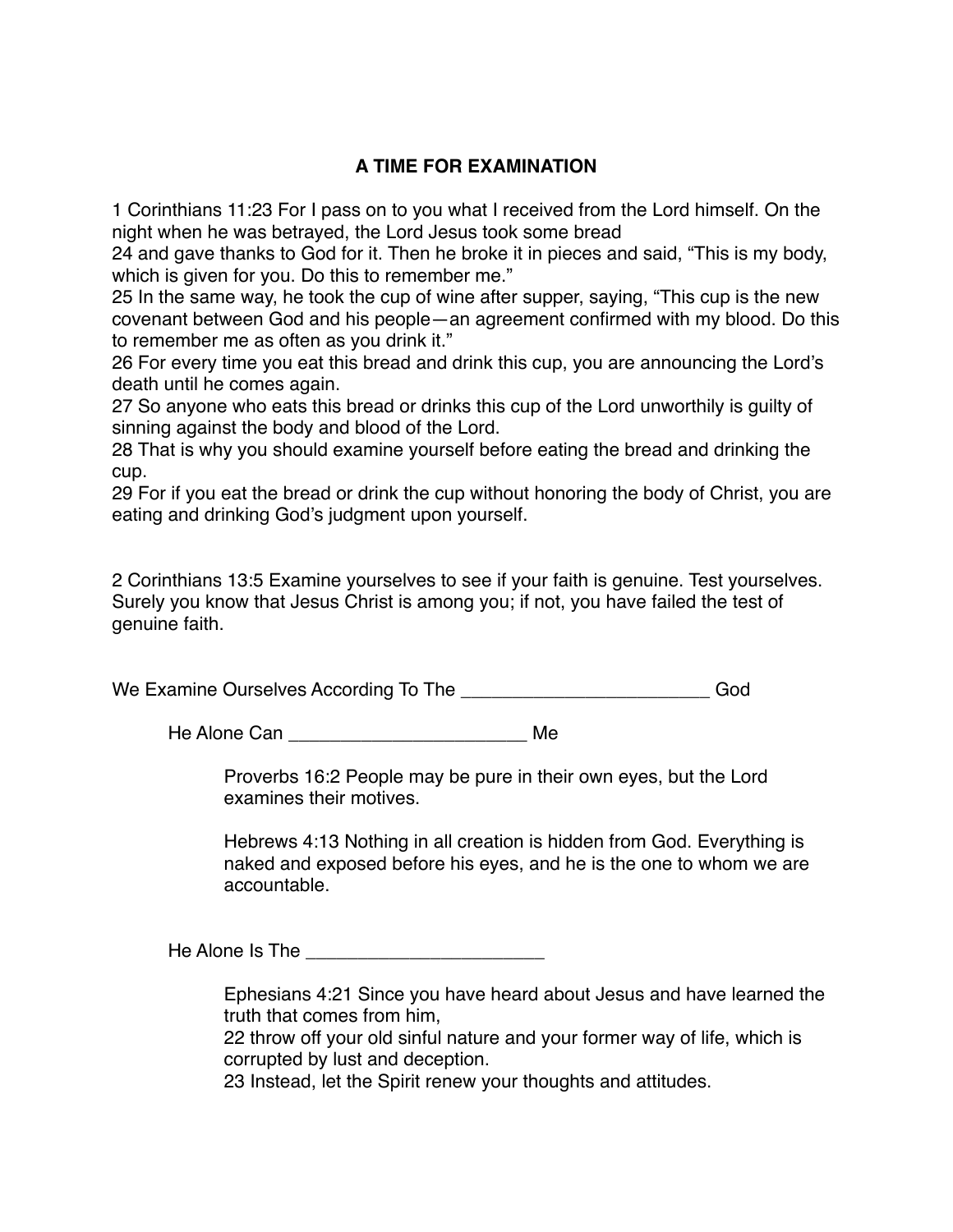# A TIME FOR EXAMINATION

1 Corinthians 11:23 For I pass on to you what I received from the Lord himself. On the night when he was betrayed, the Lord Jesus took some bread
24 and gave thanks to God for it. Then he broke it in pieces and said, "This is my body, which is given for you. Do this to remember me."
25 In the same way, he took the cup of wine after supper, saying, "This cup is the new covenant between God and his people—an agreement confirmed with my blood. Do this to remember me as often as you drink it."
26 For every time you eat this bread and drink this cup, you are announcing the Lord's death until he comes again.
27 So anyone who eats this bread or drinks this cup of the Lord unworthily is guilty of sinning against the body and blood of the Lord.
28 That is why you should examine yourself before eating the bread and drinking the cup.
29 For if you eat the bread or drink the cup without honoring the body of Christ, you are eating and drinking God's judgment upon yourself.

2 Corinthians 13:5 Examine yourselves to see if your faith is genuine. Test yourselves. Surely you know that Jesus Christ is among you; if not, you have failed the test of genuine faith.

We Examine Ourselves According To The ________________________ God

> He Alone Can _______________________ Me
>
> > Proverbs 16:2 People may be pure in their own eyes, but the Lord examines their motives.
> >
> > Hebrews 4:13 Nothing in all creation is hidden from God. Everything is naked and exposed before his eyes, and he is the one to whom we are accountable.
>
> He Alone Is The _______________________
>
> > Ephesians 4:21 Since you have heard about Jesus and have learned the truth that comes from him,
> > 22 throw off your old sinful nature and your former way of life, which is corrupted by lust and deception.
> > 23 Instead, let the Spirit renew your thoughts and attitudes.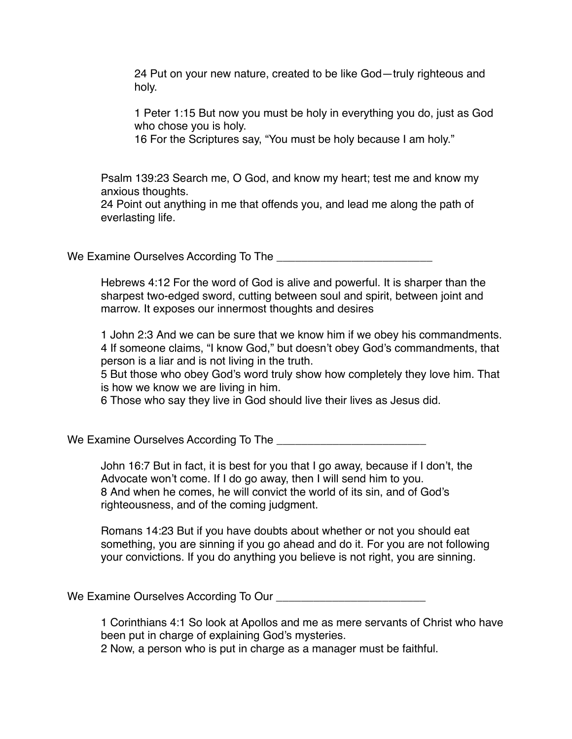24 Put on your new nature, created to be like God—truly righteous and holy.

1 Peter 1:15 But now you must be holy in everything you do, just as God who chose you is holy.
16 For the Scriptures say, "You must be holy because I am holy."

Psalm 139:23 Search me, O God, and know my heart; test me and know my anxious thoughts.
24 Point out anything in me that offends you, and lead me along the path of everlasting life.

We Examine Ourselves According To The _________________________

Hebrews 4:12 For the word of God is alive and powerful. It is sharper than the sharpest two-edged sword, cutting between soul and spirit, between joint and marrow. It exposes our innermost thoughts and desires

1 John 2:3 And we can be sure that we know him if we obey his commandments.
4 If someone claims, "I know God," but doesn't obey God's commandments, that person is a liar and is not living in the truth.
5 But those who obey God's word truly show how completely they love him. That is how we know we are living in him.
6 Those who say they live in God should live their lives as Jesus did.

We Examine Ourselves According To The ________________________

John 16:7 But in fact, it is best for you that I go away, because if I don't, the Advocate won't come. If I do go away, then I will send him to you.
8 And when he comes, he will convict the world of its sin, and of God's righteousness, and of the coming judgment.

Romans 14:23 But if you have doubts about whether or not you should eat something, you are sinning if you go ahead and do it. For you are not following your convictions. If you do anything you believe is not right, you are sinning.

We Examine Ourselves According To Our ________________________

1 Corinthians 4:1 So look at Apollos and me as mere servants of Christ who have been put in charge of explaining God's mysteries.
2 Now, a person who is put in charge as a manager must be faithful.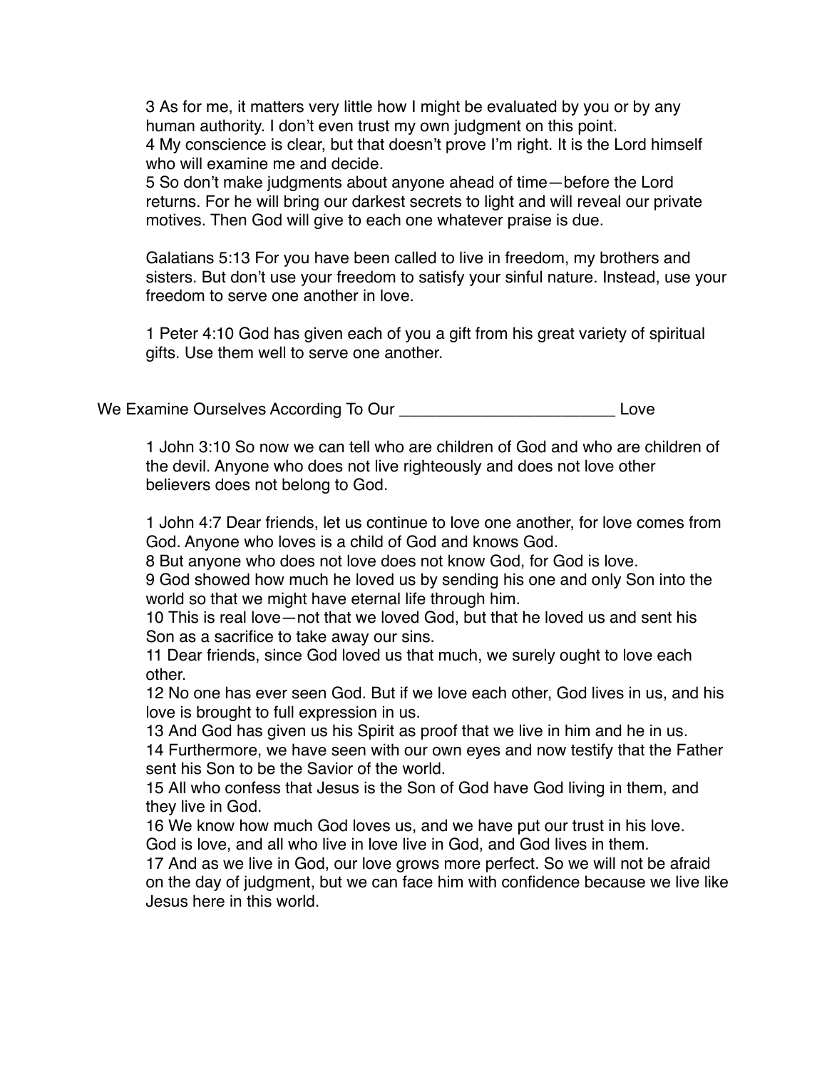3 As for me, it matters very little how I might be evaluated by you or by any human authority. I don't even trust my own judgment on this point.
4 My conscience is clear, but that doesn't prove I'm right. It is the Lord himself who will examine me and decide.
5 So don't make judgments about anyone ahead of time—before the Lord returns. For he will bring our darkest secrets to light and will reveal our private motives. Then God will give to each one whatever praise is due.

Galatians 5:13 For you have been called to live in freedom, my brothers and sisters. But don't use your freedom to satisfy your sinful nature. Instead, use your freedom to serve one another in love.

1 Peter 4:10 God has given each of you a gift from his great variety of spiritual gifts. Use them well to serve one another.

We Examine Ourselves According To Our ________________________ Love

1 John 3:10 So now we can tell who are children of God and who are children of the devil. Anyone who does not live righteously and does not love other believers does not belong to God.

1 John 4:7 Dear friends, let us continue to love one another, for love comes from God. Anyone who loves is a child of God and knows God.
8 But anyone who does not love does not know God, for God is love.
9 God showed how much he loved us by sending his one and only Son into the world so that we might have eternal life through him.
10 This is real love—not that we loved God, but that he loved us and sent his Son as a sacrifice to take away our sins.
11 Dear friends, since God loved us that much, we surely ought to love each other.
12 No one has ever seen God. But if we love each other, God lives in us, and his love is brought to full expression in us.
13 And God has given us his Spirit as proof that we live in him and he in us.
14 Furthermore, we have seen with our own eyes and now testify that the Father sent his Son to be the Savior of the world.
15 All who confess that Jesus is the Son of God have God living in them, and they live in God.
16 We know how much God loves us, and we have put our trust in his love. God is love, and all who live in love live in God, and God lives in them.
17 And as we live in God, our love grows more perfect. So we will not be afraid on the day of judgment, but we can face him with confidence because we live like Jesus here in this world.